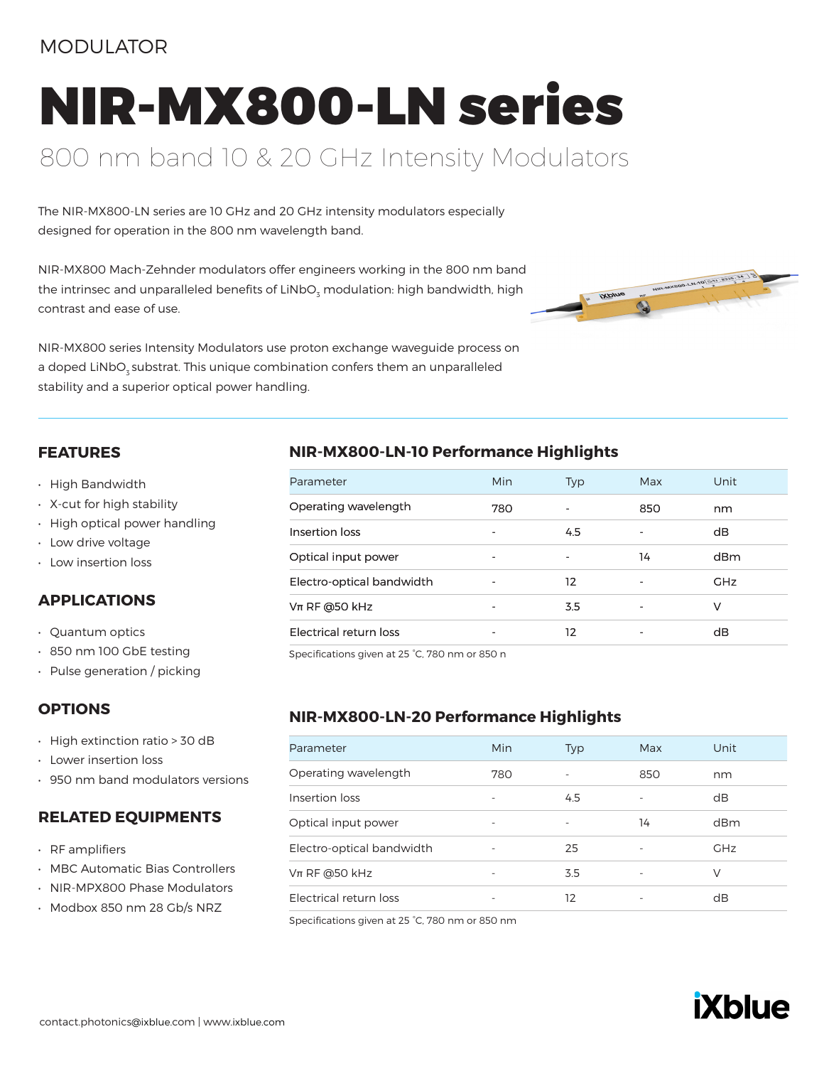MODULATOR

# NIR-MX800-LN series

## 800 nm band 10 & 20 GHz Intensity Modulators

The NIR-MX800-LN series are 10 GHz and 20 GHz intensity modulators especially designed for operation in the 800 nm wavelength band.

NIR-MX800 Mach-Zehnder modulators offer engineers working in the 800 nm band the intrinsec and unparalleled benefits of $LiNbO_3$ modulation: high bandwidth, high contrast and ease of use.

NIR-MX800 series Intensity Modulators use proton exchange waveguide process on a doped $LiNbO_3$ substrat. This unique combination confers them an unparalleled stability and a superior optical power handling.

### FEATURES

- High Bandwidth
- X-cut for high stability
- High optical power handling
- Low drive voltage
- Low insertion loss

### APPLICATIONS

- Quantum optics
- 850 nm 100 GbE testing
- Pulse generation / picking

### OPTIONS

- High extinction ratio > 30 dB
- Lower insertion loss
- 950 nm band modulators versions

### RELATED EQUIPMENTS

- RF amplifiers
- MBC Automatic Bias Controllers
- NIR-MPX800 Phase Modulators
- Modbox 850 nm 28 Gb/s NRZ

### NIR-MX800-LN-10 Performance Highlights

| Parameter | Min | Typ | Max | Unit |
|---|---|---|---|---|
| Operating wavelength | 780 | - | 850 | nm |
| Insertion loss | - | 4.5 | - | dB |
| Optical input power | - | - | 14 | dBm |
| Electro-optical bandwidth | - | 12 | - | GHz |
| Vπ RF @50 kHz | - | 3.5 | - | V |
| Electrical return loss | - | 12 | - | dB |

Specifications given at 25 °C, 780 nm or 850 n

### NIR-MX800-LN-20 Performance Highlights

| Parameter | Min | Typ | Max | Unit |
|---|---|---|---|---|
| Operating wavelength | 780 | - | 850 | nm |
| Insertion loss | - | 4.5 | - | dB |
| Optical input power | - | - | 14 | dBm |
| Electro-optical bandwidth | - | 25 | - | GHz |
| Vπ RF @50 kHz | - | 3.5 | - | V |
| Electrical return loss | - | 12 | - | dB |

Specifications given at 25 °C, 780 nm or 850 nm

contact.photonics@ixblue.com | www.ixblue.com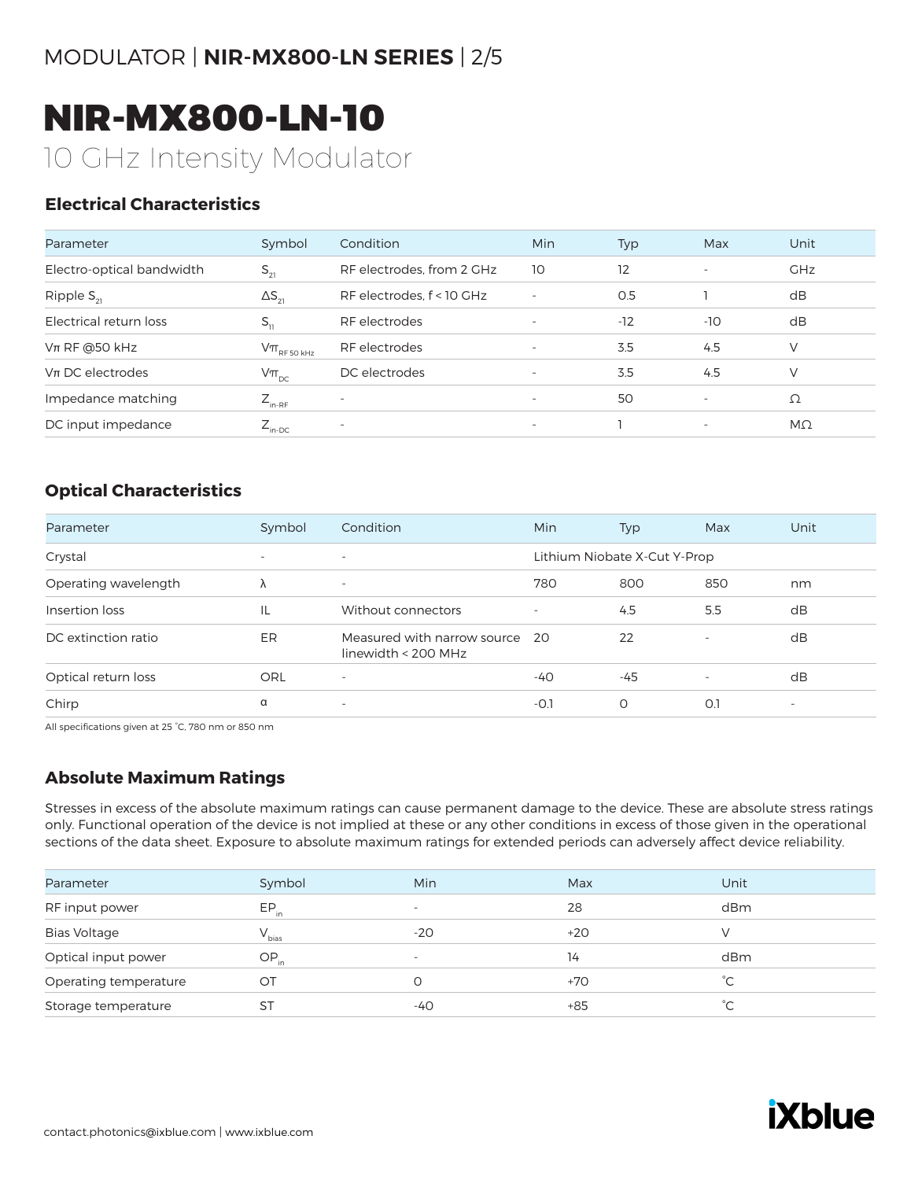# NIR-MX800-LN-10

## 10 GHz Intensity Modulator

### Electrical Characteristics

| Parameter | Symbol | Condition | Min | Typ | Max | Unit |
|---|---|---|---|---|---|---|
| Electro-optical bandwidth | $S_{21}$ | RF electrodes, from 2 GHz | 10 | 12 | - | GHz |
| Ripple $S_{21}$ | $\Delta S_{21}$ | RF electrodes, f < 10 GHz | - | 0.5 | 1 | dB |
| Electrical return loss | $S_{11}$ | RF electrodes | - | -12 | -10 | dB |
| Vπ RF @50 kHz | $V\pi_{RF\ 50\ kHz}$ | RF electrodes | - | 3.5 | 4.5 | V |
| Vπ DC electrodes | $V\pi_{DC}$ | DC electrodes | - | 3.5 | 4.5 | V |
| Impedance matching | $Z_{in\text{-}RF}$ | - | - | 50 | - | Ω |
| DC input impedance | $Z_{in\text{-}DC}$ | - | - | 1 | - | MΩ |

### Optical Characteristics

| Parameter | Symbol | Condition | Min | Typ | Max | Unit |
|---|---|---|---|---|---|---|
| Crystal | - | - | Lithium Niobate X-Cut Y-Prop | | | |
| Operating wavelength | λ | - | 780 | 800 | 850 | nm |
| Insertion loss | IL | Without connectors | - | 4.5 | 5.5 | dB |
| DC extinction ratio | ER | Measured with narrow source linewidth < 200 MHz | 20 | 22 | - | dB |
| Optical return loss | ORL | - | -40 | -45 | - | dB |
| Chirp | α | - | -0.1 | 0 | 0.1 | - |

All specifications given at 25 °C, 780 nm or 850 nm

### Absolute Maximum Ratings

Stresses in excess of the absolute maximum ratings can cause permanent damage to the device. These are absolute stress ratings only. Functional operation of the device is not implied at these or any other conditions in excess of those given in the operational sections of the data sheet. Exposure to absolute maximum ratings for extended periods can adversely affect device reliability.

| Parameter | Symbol | Min | Max | Unit |
|---|---|---|---|---|
| RF input power | $EP_{in}$ | - | 28 | dBm |
| Bias Voltage | $V_{bias}$ | -20 | +20 | V |
| Optical input power | $OP_{in}$ | - | 14 | dBm |
| Operating temperature | OT | 0 | +70 | °C |
| Storage temperature | ST | -40 | +85 | °C |

contact.photonics@ixblue.com | www.ixblue.com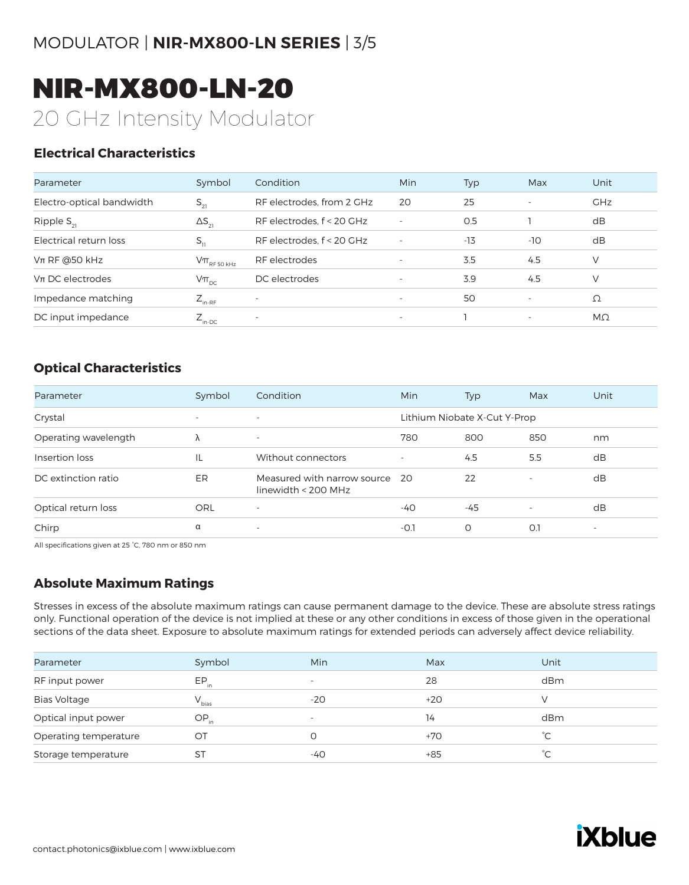# NIR-MX800-LN-20

20 GHz Intensity Modulator

## Electrical Characteristics

| Parameter | Symbol | Condition | Min | Typ | Max | Unit |
|---|---|---|---|---|---|---|
| Electro-optical bandwidth | $S_{21}$ | RF electrodes, from 2 GHz | 20 | 25 | - | GHz |
| Ripple $S_{21}$ | $\Delta S_{21}$ | RF electrodes, f < 20 GHz | - | 0.5 | 1 | dB |
| Electrical return loss | $S_{11}$ | RF electrodes, f < 20 GHz | - | -13 | -10 | dB |
| Vπ RF @50 kHz | $V\pi_{RF\ 50\ kHz}$ | RF electrodes | - | 3.5 | 4.5 | V |
| Vπ DC electrodes | $V\pi_{DC}$ | DC electrodes | - | 3.9 | 4.5 | V |
| Impedance matching | $Z_{in-RF}$ | - | - | 50 | - | Ω |
| DC input impedance | $Z_{in-DC}$ | - | - | 1 | - | MΩ |

## Optical Characteristics

| Parameter | Symbol | Condition | Min | Typ | Max | Unit |
|---|---|---|---|---|---|---|
| Crystal | - | - | Lithium Niobate X-Cut Y-Prop | | | |
| Operating wavelength | λ | - | 780 | 800 | 850 | nm |
| Insertion loss | IL | Without connectors | - | 4.5 | 5.5 | dB |
| DC extinction ratio | ER | Measured with narrow source linewidth < 200 MHz | 20 | 22 | - | dB |
| Optical return loss | ORL | - | -40 | -45 | - | dB |
| Chirp | α | - | -0.1 | 0 | 0.1 | - |

All specifications given at 25 °C, 780 nm or 850 nm

## Absolute Maximum Ratings

Stresses in excess of the absolute maximum ratings can cause permanent damage to the device. These are absolute stress ratings only. Functional operation of the device is not implied at these or any other conditions in excess of those given in the operational sections of the data sheet. Exposure to absolute maximum ratings for extended periods can adversely affect device reliability.

| Parameter | Symbol | Min | Max | Unit |
|---|---|---|---|---|
| RF input power | $EP_{in}$ | - | 28 | dBm |
| Bias Voltage | $V_{bias}$ | -20 | +20 | V |
| Optical input power | $OP_{in}$ | - | 14 | dBm |
| Operating temperature | OT | 0 | +70 | °C |
| Storage temperature | ST | -40 | +85 | °C |

contact.photonics@ixblue.com | www.ixblue.com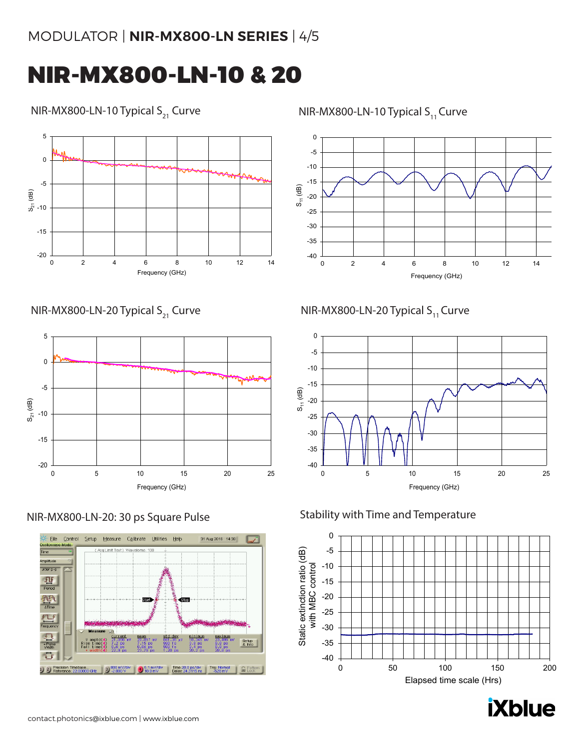# NIR-MX800-LN-10 & 20

NIR-MX800-LN-10 Typical $S_{21}$ Curve

NIR-MX800-LN-10 Typical $S_{11}$ Curve

NIR-MX800-LN-20 Typical $S_{21}$ Curve

NIR-MX800-LN-20 Typical $S_{11}$ Curve

NIR-MX800-LN-20: 30 ps Square Pulse

Stability with Time and Temperature

contact.photonics@ixblue.com | www.ixblue.com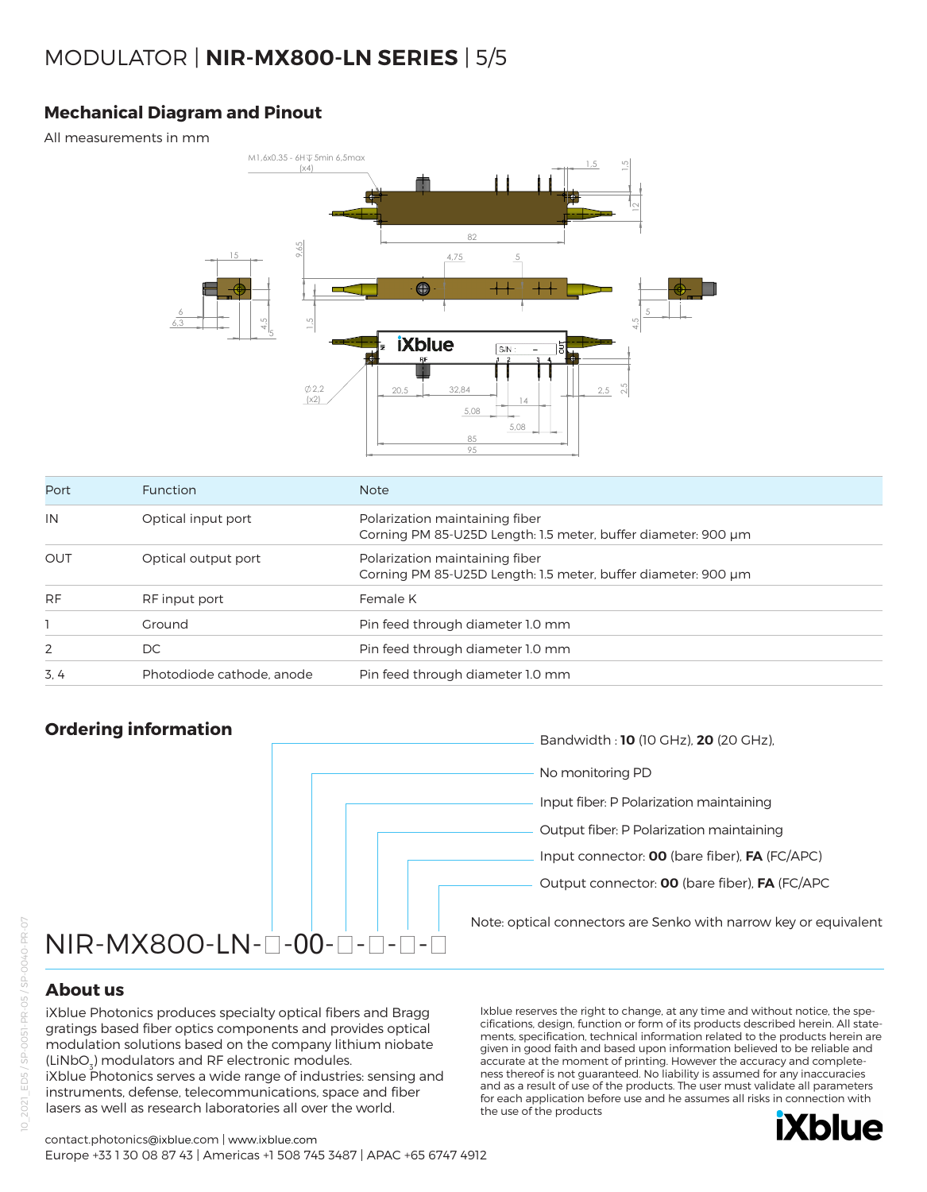## Mechanical Diagram and Pinout

All measurements in mm

M1,6x0.35 - 6H ↧ 5min 6,5max (x4)

1,5

1,5

12

82

9,65

4,75

5

15

6

6,3

4,5

5

1,5

4,5

5

∅2,2 (x2)

20,5

32,84

5,08

14

5,08

85

95

2,5

2,5

| Port | Function | Note |
|---|---|---|
| IN | Optical input port | Polarization maintaining fiber<br>Corning PM 85-U25D Length: 1.5 meter, buffer diameter: 900 µm |
| OUT | Optical output port | Polarization maintaining fiber<br>Corning PM 85-U25D Length: 1.5 meter, buffer diameter: 900 µm |
| RF | RF input port | Female K |
| 1 | Ground | Pin feed through diameter 1.0 mm |
| 2 | DC | Pin feed through diameter 1.0 mm |
| 3, 4 | Photodiode cathode, anode | Pin feed through diameter 1.0 mm |

## Ordering information

- Bandwidth : **10** (10 GHz), **20** (20 GHz),
- No monitoring PD
- Input fiber: P Polarization maintaining
- Output fiber: P Polarization maintaining
- Input connector: **00** (bare fiber), **FA** (FC/APC)
- Output connector: **00** (bare fiber), **FA** (FC/APC

Note: optical connectors are Senko with narrow key or equivalent

NIR-MX800-LN-□-00-□-□-□-□

## About us

iXblue Photonics produces specialty optical fibers and Bragg gratings based fiber optics components and provides optical modulation solutions based on the company lithium niobate ($LiNbO_3$) modulators and RF electronic modules.
iXblue Photonics serves a wide range of industries: sensing and instruments, defense, telecommunications, space and fiber lasers as well as research laboratories all over the world.

Ixblue reserves the right to change, at any time and without notice, the specifications, design, function or form of its products described herein. All statements, specification, technical information related to the products herein are given in good faith and based upon information believed to be reliable and accurate at the moment of printing. However the accuracy and completeness thereof is not guaranteed. No liability is assumed for any inaccuracies and as a result of use of the products. The user must validate all parameters for each application before use and he assumes all risks in connection with the use of the products

contact.photonics@ixblue.com | www.ixblue.com
Europe +33 1 30 08 87 43 | Americas +1 508 745 3487 | APAC +65 6747 4912

10_2021_ED5 / SP-0051-PR-05 / SP-0040-PR-07